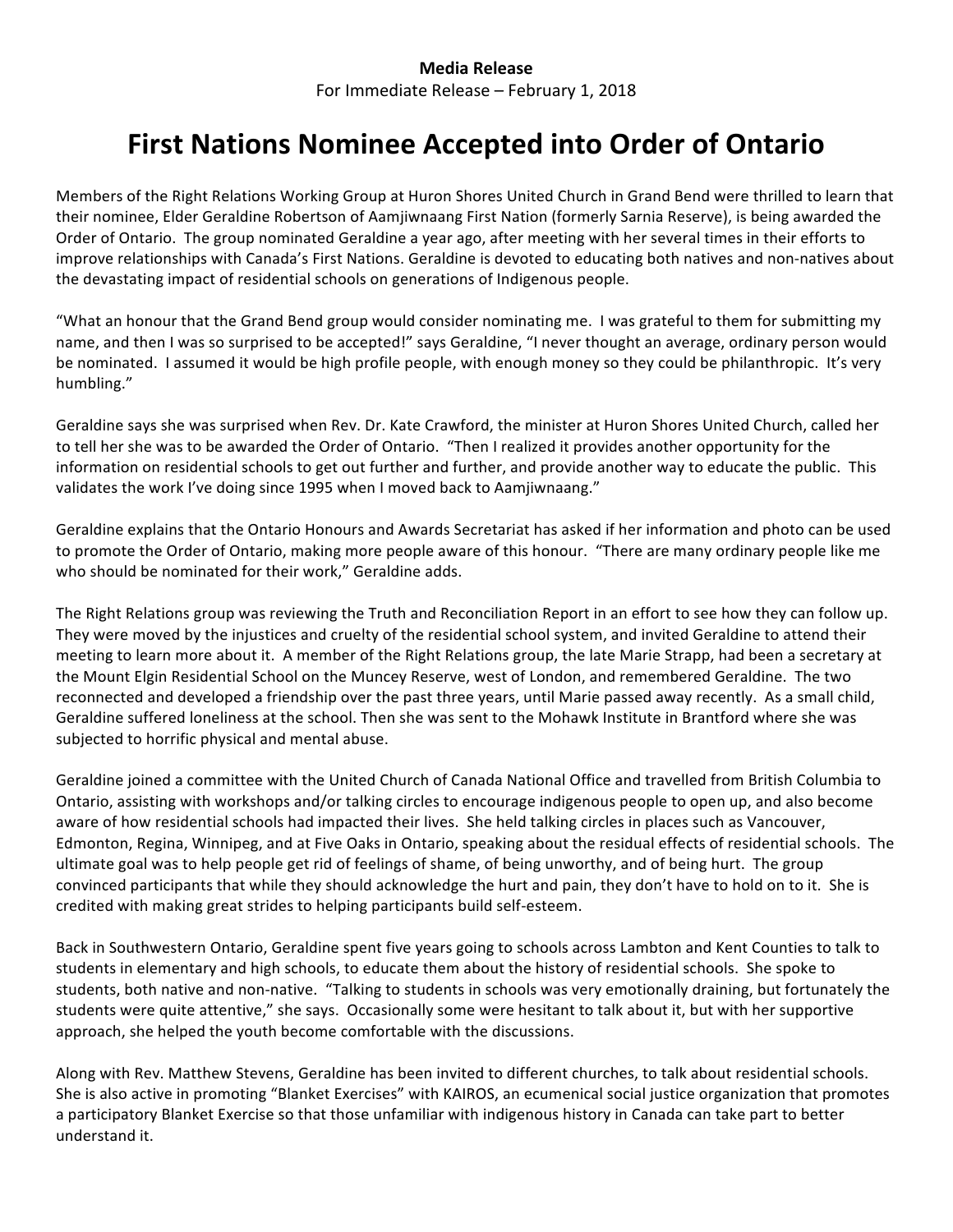**Media Release**

For Immediate Release – February 1, 2018

# First Nations Nominee Accepted into Order of Ontario

Members of the Right Relations Working Group at Huron Shores United Church in Grand Bend were thrilled to learn that their nominee, Elder Geraldine Robertson of Aamjiwnaang First Nation (formerly Sarnia Reserve), is being awarded the Order of Ontario. The group nominated Geraldine a year ago, after meeting with her several times in their efforts to improve relationships with Canada's First Nations. Geraldine is devoted to educating both natives and non-natives about the devastating impact of residential schools on generations of Indigenous people.

"What an honour that the Grand Bend group would consider nominating me. I was grateful to them for submitting my name, and then I was so surprised to be accepted!" says Geraldine, "I never thought an average, ordinary person would be nominated. I assumed it would be high profile people, with enough money so they could be philanthropic. It's very humbling."

Geraldine says she was surprised when Rev. Dr. Kate Crawford, the minister at Huron Shores United Church, called her to tell her she was to be awarded the Order of Ontario. "Then I realized it provides another opportunity for the information on residential schools to get out further and further, and provide another way to educate the public. This validates the work I've doing since 1995 when I moved back to Aamjiwnaang."

Geraldine explains that the Ontario Honours and Awards Secretariat has asked if her information and photo can be used to promote the Order of Ontario, making more people aware of this honour. "There are many ordinary people like me who should be nominated for their work," Geraldine adds.

The Right Relations group was reviewing the Truth and Reconciliation Report in an effort to see how they can follow up. They were moved by the injustices and cruelty of the residential school system, and invited Geraldine to attend their meeting to learn more about it. A member of the Right Relations group, the late Marie Strapp, had been a secretary at the Mount Elgin Residential School on the Muncey Reserve, west of London, and remembered Geraldine. The two reconnected and developed a friendship over the past three years, until Marie passed away recently. As a small child, Geraldine suffered loneliness at the school. Then she was sent to the Mohawk Institute in Brantford where she was subjected to horrific physical and mental abuse.

Geraldine joined a committee with the United Church of Canada National Office and travelled from British Columbia to Ontario, assisting with workshops and/or talking circles to encourage indigenous people to open up, and also become aware of how residential schools had impacted their lives. She held talking circles in places such as Vancouver, Edmonton, Regina, Winnipeg, and at Five Oaks in Ontario, speaking about the residual effects of residential schools. The ultimate goal was to help people get rid of feelings of shame, of being unworthy, and of being hurt. The group convinced participants that while they should acknowledge the hurt and pain, they don't have to hold on to it. She is credited with making great strides to helping participants build self-esteem.

Back in Southwestern Ontario, Geraldine spent five years going to schools across Lambton and Kent Counties to talk to students in elementary and high schools, to educate them about the history of residential schools. She spoke to students, both native and non-native. "Talking to students in schools was very emotionally draining, but fortunately the students were quite attentive," she says. Occasionally some were hesitant to talk about it, but with her supportive approach, she helped the youth become comfortable with the discussions.

Along with Rev. Matthew Stevens, Geraldine has been invited to different churches, to talk about residential schools. She is also active in promoting "Blanket Exercises" with KAIROS, an ecumenical social justice organization that promotes a participatory Blanket Exercise so that those unfamiliar with indigenous history in Canada can take part to better understand it.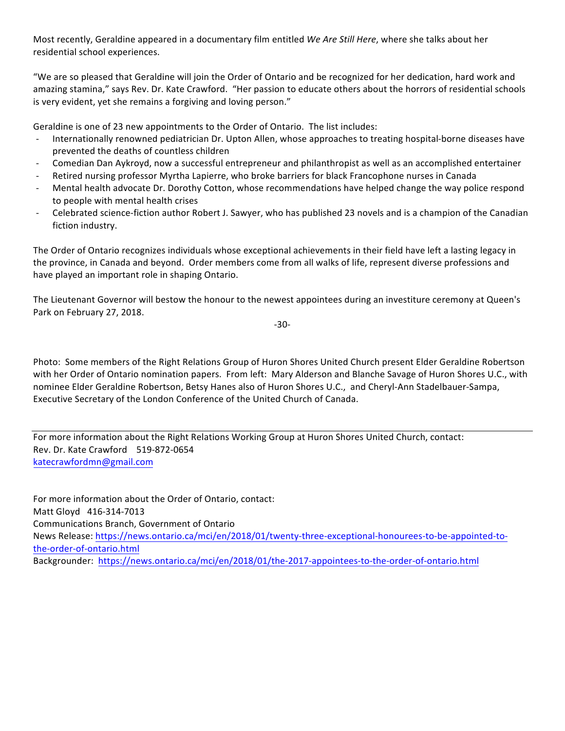Most recently, Geraldine appeared in a documentary film entitled *We Are Still Here*, where she talks about her residential school experiences.

"We are so pleased that Geraldine will join the Order of Ontario and be recognized for her dedication, hard work and amazing stamina," says Rev. Dr. Kate Crawford. "Her passion to educate others about the horrors of residential schools is very evident, yet she remains a forgiving and loving person."

Geraldine is one of 23 new appointments to the Order of Ontario. The list includes:

- Internationally renowned pediatrician Dr. Upton Allen, whose approaches to treating hospital-borne diseases have prevented the deaths of countless children
- Comedian Dan Aykroyd, now a successful entrepreneur and philanthropist as well as an accomplished entertainer
- Retired nursing professor Myrtha Lapierre, who broke barriers for black Francophone nurses in Canada
- Mental health advocate Dr. Dorothy Cotton, whose recommendations have helped change the way police respond to people with mental health crises
- Celebrated science-fiction author Robert J. Sawyer, who has published 23 novels and is a champion of the Canadian fiction industry.

The Order of Ontario recognizes individuals whose exceptional achievements in their field have left a lasting legacy in the province, in Canada and beyond. Order members come from all walks of life, represent diverse professions and have played an important role in shaping Ontario.

The Lieutenant Governor will bestow the honour to the newest appointees during an investiture ceremony at Queen's Park on February 27, 2018.

-30-

Photo: Some members of the Right Relations Group of Huron Shores United Church present Elder Geraldine Robertson with her Order of Ontario nomination papers. From left: Mary Alderson and Blanche Savage of Huron Shores U.C., with nominee Elder Geraldine Robertson, Betsy Hanes also of Huron Shores U.C., and Cheryl-Ann Stadelbauer-Sampa, Executive Secretary of the London Conference of the United Church of Canada.

---

For more information about the Right Relations Working Group at Huron Shores United Church, contact:
Rev. Dr. Kate Crawford 519-872-0654
katecrawfordmn@gmail.com

For more information about the Order of Ontario, contact:
Matt Gloyd 416-314-7013
Communications Branch, Government of Ontario
News Release: https://news.ontario.ca/mci/en/2018/01/twenty-three-exceptional-honourees-to-be-appointed-to-the-order-of-ontario.html
Backgrounder: https://news.ontario.ca/mci/en/2018/01/the-2017-appointees-to-the-order-of-ontario.html